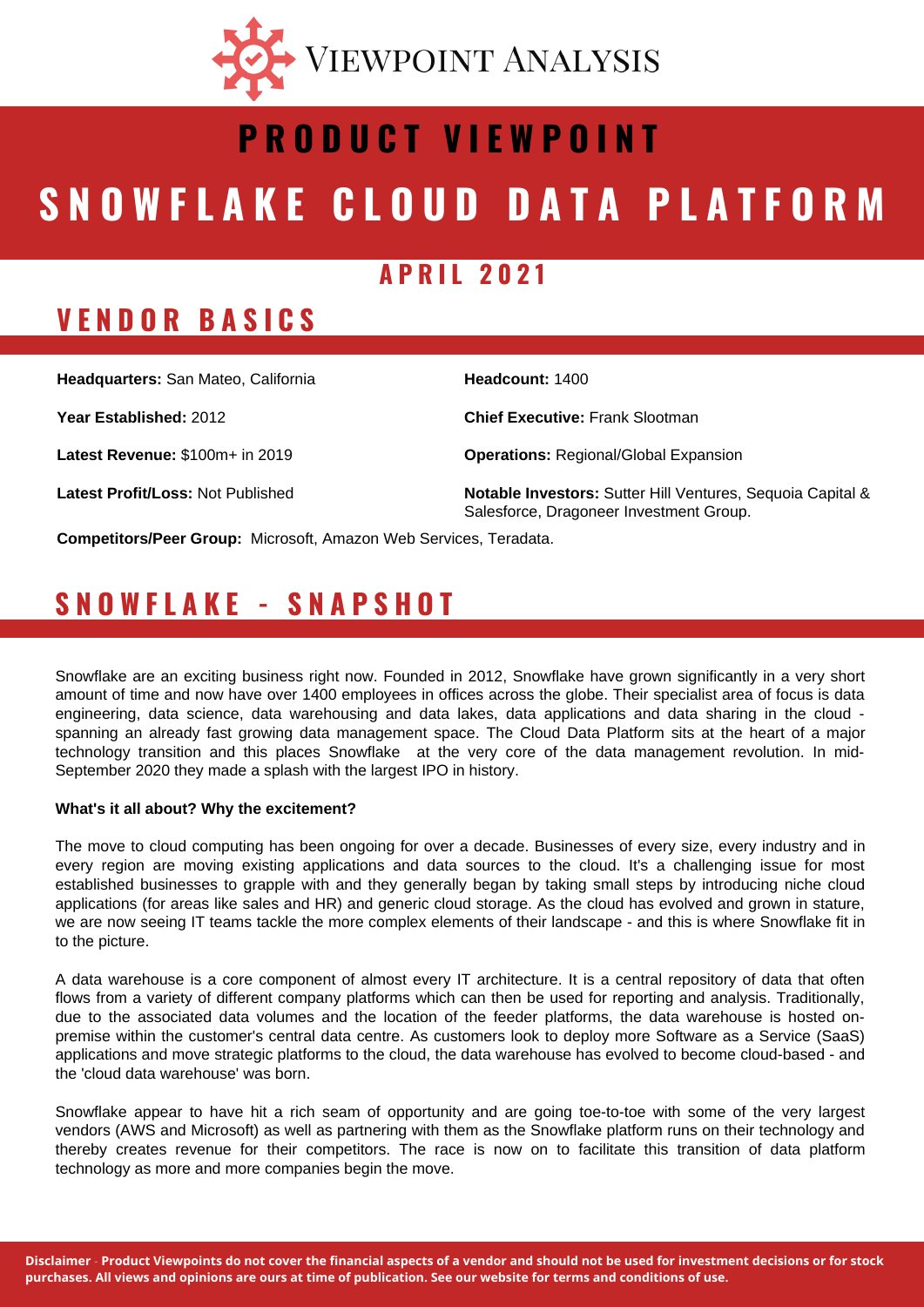Viewpoint Analysis

# PRODUCT VIEWPOINT

# SNOWFLAKE CLOUD DATA PLATFORM

### APRIL 2021

## VENDOR BASICS

**Headquarters:** San Mateo, California

**Year Established:** 2012

**Latest Revenue:** $100m+ in 2019

**Latest Profit/Loss:** Not Published

**Headcount:** 1400

**Chief Executive:** Frank Slootman

**Operations:** Regional/Global Expansion

**Notable Investors:** Sutter Hill Ventures, Sequoia Capital & Salesforce, Dragoneer Investment Group.

**Competitors/Peer Group:** Microsoft, Amazon Web Services, Teradata.

## SNOWFLAKE - SNAPSHOT

Snowflake are an exciting business right now. Founded in 2012, Snowflake have grown significantly in a very short amount of time and now have over 1400 employees in offices across the globe. Their specialist area of focus is data engineering, data science, data warehousing and data lakes, data applications and data sharing in the cloud - spanning an already fast growing data management space. The Cloud Data Platform sits at the heart of a major technology transition and this places Snowflake at the very core of the data management revolution. In mid-September 2020 they made a splash with the largest IPO in history.

**What's it all about? Why the excitement?**

The move to cloud computing has been ongoing for over a decade. Businesses of every size, every industry and in every region are moving existing applications and data sources to the cloud. It's a challenging issue for most established businesses to grapple with and they generally began by taking small steps by introducing niche cloud applications (for areas like sales and HR) and generic cloud storage. As the cloud has evolved and grown in stature, we are now seeing IT teams tackle the more complex elements of their landscape - and this is where Snowflake fit in to the picture.

A data warehouse is a core component of almost every IT architecture. It is a central repository of data that often flows from a variety of different company platforms which can then be used for reporting and analysis. Traditionally, due to the associated data volumes and the location of the feeder platforms, the data warehouse is hosted on-premise within the customer's central data centre. As customers look to deploy more Software as a Service (SaaS) applications and move strategic platforms to the cloud, the data warehouse has evolved to become cloud-based - and the 'cloud data warehouse' was born.

Snowflake appear to have hit a rich seam of opportunity and are going toe-to-toe with some of the very largest vendors (AWS and Microsoft) as well as partnering with them as the Snowflake platform runs on their technology and thereby creates revenue for their competitors. The race is now on to facilitate this transition of data platform technology as more and more companies begin the move.

**Disclaimer - Product Viewpoints do not cover the financial aspects of a vendor and should not be used for investment decisions or for stock purchases. All views and opinions are ours at time of publication. See our website for terms and conditions of use.**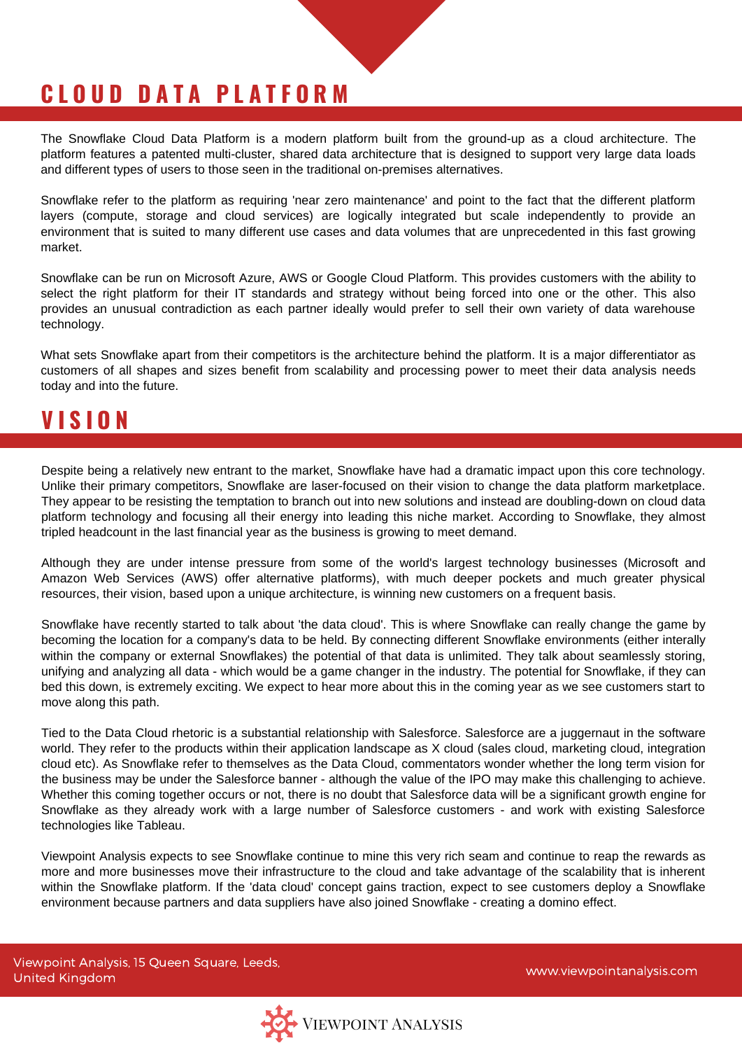## CLOUD DATA PLATFORM

The Snowflake Cloud Data Platform is a modern platform built from the ground-up as a cloud architecture. The platform features a patented multi-cluster, shared data architecture that is designed to support very large data loads and different types of users to those seen in the traditional on-premises alternatives.

Snowflake refer to the platform as requiring 'near zero maintenance' and point to the fact that the different platform layers (compute, storage and cloud services) are logically integrated but scale independently to provide an environment that is suited to many different use cases and data volumes that are unprecedented in this fast growing market.

Snowflake can be run on Microsoft Azure, AWS or Google Cloud Platform. This provides customers with the ability to select the right platform for their IT standards and strategy without being forced into one or the other. This also provides an unusual contradiction as each partner ideally would prefer to sell their own variety of data warehouse technology.

What sets Snowflake apart from their competitors is the architecture behind the platform. It is a major differentiator as customers of all shapes and sizes benefit from scalability and processing power to meet their data analysis needs today and into the future.

## VISION

Despite being a relatively new entrant to the market, Snowflake have had a dramatic impact upon this core technology. Unlike their primary competitors, Snowflake are laser-focused on their vision to change the data platform marketplace. They appear to be resisting the temptation to branch out into new solutions and instead are doubling-down on cloud data platform technology and focusing all their energy into leading this niche market. According to Snowflake, they almost tripled headcount in the last financial year as the business is growing to meet demand.

Although they are under intense pressure from some of the world's largest technology businesses (Microsoft and Amazon Web Services (AWS) offer alternative platforms), with much deeper pockets and much greater physical resources, their vision, based upon a unique architecture, is winning new customers on a frequent basis.

Snowflake have recently started to talk about 'the data cloud'. This is where Snowflake can really change the game by becoming the location for a company's data to be held. By connecting different Snowflake environments (either interally within the company or external Snowflakes) the potential of that data is unlimited. They talk about seamlessly storing, unifying and analyzing all data - which would be a game changer in the industry. The potential for Snowflake, if they can bed this down, is extremely exciting. We expect to hear more about this in the coming year as we see customers start to move along this path.

Tied to the Data Cloud rhetoric is a substantial relationship with Salesforce. Salesforce are a juggernaut in the software world. They refer to the products within their application landscape as X cloud (sales cloud, marketing cloud, integration cloud etc). As Snowflake refer to themselves as the Data Cloud, commentators wonder whether the long term vision for the business may be under the Salesforce banner - although the value of the IPO may make this challenging to achieve. Whether this coming together occurs or not, there is no doubt that Salesforce data will be a significant growth engine for Snowflake as they already work with a large number of Salesforce customers - and work with existing Salesforce technologies like Tableau.

Viewpoint Analysis expects to see Snowflake continue to mine this very rich seam and continue to reap the rewards as more and more businesses move their infrastructure to the cloud and take advantage of the scalability that is inherent within the Snowflake platform. If the 'data cloud' concept gains traction, expect to see customers deploy a Snowflake environment because partners and data suppliers have also joined Snowflake - creating a domino effect.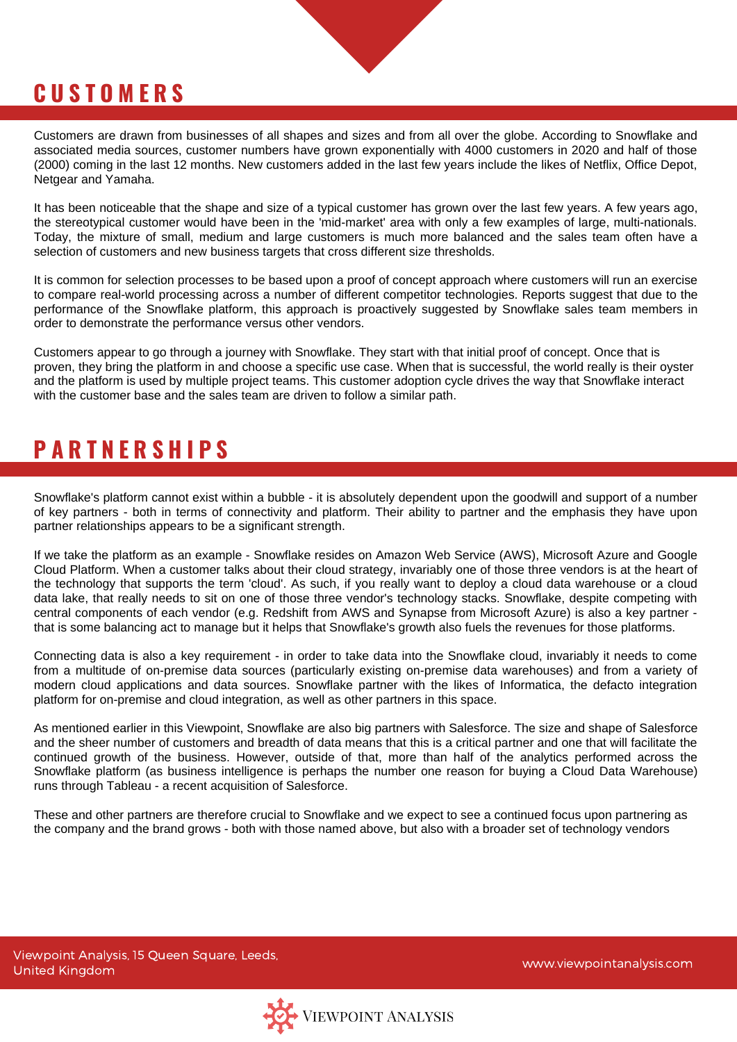## CUSTOMERS

Customers are drawn from businesses of all shapes and sizes and from all over the globe. According to Snowflake and associated media sources, customer numbers have grown exponentially with 4000 customers in 2020 and half of those (2000) coming in the last 12 months. New customers added in the last few years include the likes of Netflix, Office Depot, Netgear and Yamaha.

It has been noticeable that the shape and size of a typical customer has grown over the last few years. A few years ago, the stereotypical customer would have been in the 'mid-market' area with only a few examples of large, multi-nationals. Today, the mixture of small, medium and large customers is much more balanced and the sales team often have a selection of customers and new business targets that cross different size thresholds.

It is common for selection processes to be based upon a proof of concept approach where customers will run an exercise to compare real-world processing across a number of different competitor technologies. Reports suggest that due to the performance of the Snowflake platform, this approach is proactively suggested by Snowflake sales team members in order to demonstrate the performance versus other vendors.

Customers appear to go through a journey with Snowflake. They start with that initial proof of concept. Once that is proven, they bring the platform in and choose a specific use case. When that is successful, the world really is their oyster and the platform is used by multiple project teams. This customer adoption cycle drives the way that Snowflake interact with the customer base and the sales team are driven to follow a similar path.

## PARTNERSHIPS

Snowflake's platform cannot exist within a bubble - it is absolutely dependent upon the goodwill and support of a number of key partners - both in terms of connectivity and platform. Their ability to partner and the emphasis they have upon partner relationships appears to be a significant strength.

If we take the platform as an example - Snowflake resides on Amazon Web Service (AWS), Microsoft Azure and Google Cloud Platform. When a customer talks about their cloud strategy, invariably one of those three vendors is at the heart of the technology that supports the term 'cloud'. As such, if you really want to deploy a cloud data warehouse or a cloud data lake, that really needs to sit on one of those three vendor's technology stacks. Snowflake, despite competing with central components of each vendor (e.g. Redshift from AWS and Synapse from Microsoft Azure) is also a key partner - that is some balancing act to manage but it helps that Snowflake's growth also fuels the revenues for those platforms.

Connecting data is also a key requirement - in order to take data into the Snowflake cloud, invariably it needs to come from a multitude of on-premise data sources (particularly existing on-premise data warehouses) and from a variety of modern cloud applications and data sources. Snowflake partner with the likes of Informatica, the defacto integration platform for on-premise and cloud integration, as well as other partners in this space.

As mentioned earlier in this Viewpoint, Snowflake are also big partners with Salesforce. The size and shape of Salesforce and the sheer number of customers and breadth of data means that this is a critical partner and one that will facilitate the continued growth of the business. However, outside of that, more than half of the analytics performed across the Snowflake platform (as business intelligence is perhaps the number one reason for buying a Cloud Data Warehouse) runs through Tableau - a recent acquisition of Salesforce.

These and other partners are therefore crucial to Snowflake and we expect to see a continued focus upon partnering as the company and the brand grows - both with those named above, but also with a broader set of technology vendors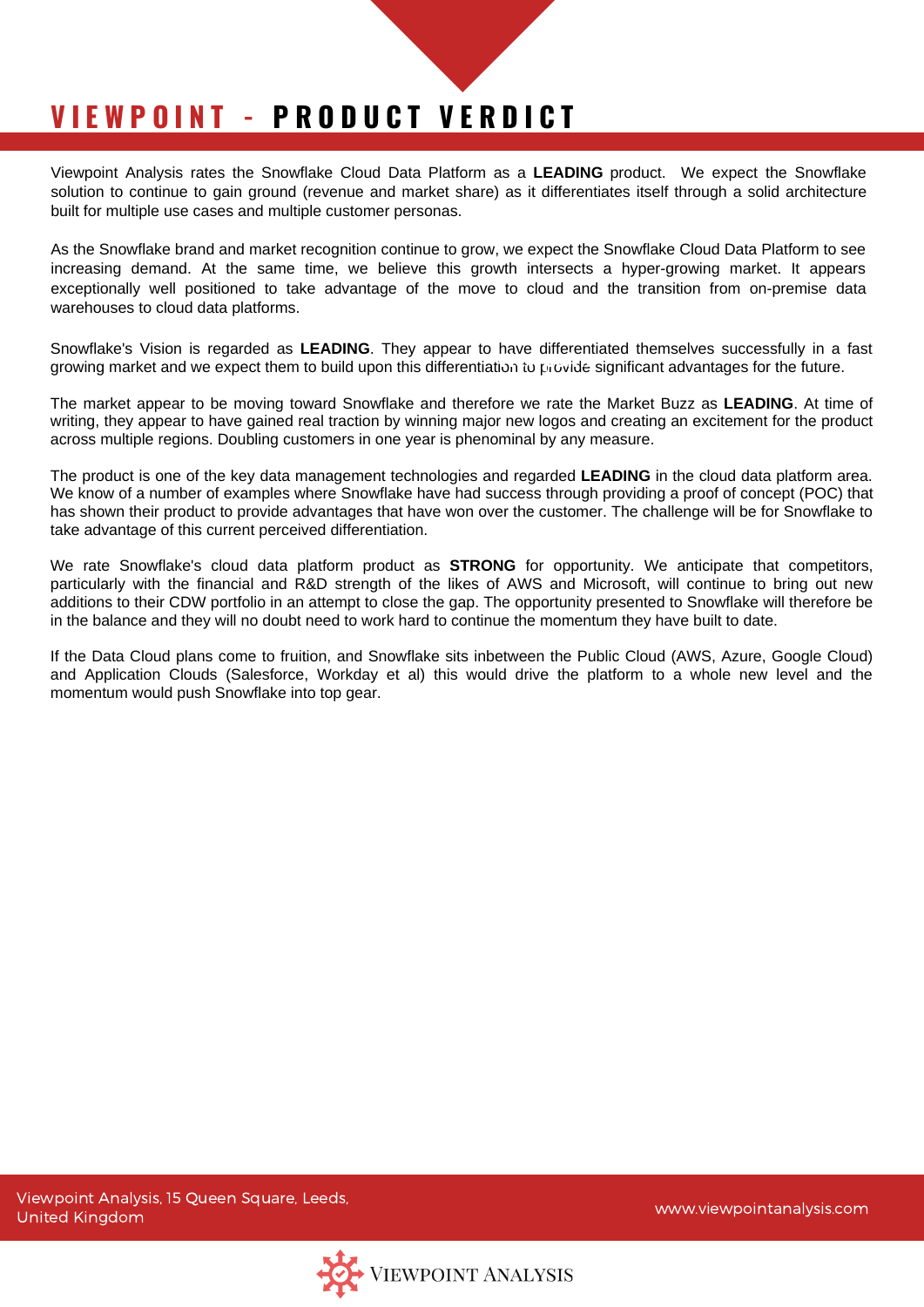# VIEWPOINT - PRODUCT VERDICT

Viewpoint Analysis rates the Snowflake Cloud Data Platform as a **LEADING** product. We expect the Snowflake solution to continue to gain ground (revenue and market share) as it differentiates itself through a solid architecture built for multiple use cases and multiple customer personas.

As the Snowflake brand and market recognition continue to grow, we expect the Snowflake Cloud Data Platform to see increasing demand. At the same time, we believe this growth intersects a hyper-growing market. It appears exceptionally well positioned to take advantage of the move to cloud and the transition from on-premise data warehouses to cloud data platforms.

Snowflake's Vision is regarded as **LEADING**. They appear to have differentiated themselves successfully in a fast growing market and we expect them to build upon this differentiation to provide significant advantages for the future.

The market appear to be moving toward Snowflake and therefore we rate the Market Buzz as **LEADING**. At time of writing, they appear to have gained real traction by winning major new logos and creating an excitement for the product across multiple regions. Doubling customers in one year is phenomenal by any measure.

The product is one of the key data management technologies and regarded **LEADING** in the cloud data platform area. We know of a number of examples where Snowflake have had success through providing a proof of concept (POC) that has shown their product to provide advantages that have won over the customer. The challenge will be for Snowflake to take advantage of this current perceived differentiation.

We rate Snowflake's cloud data platform product as **STRONG** for opportunity. We anticipate that competitors, particularly with the financial and R&D strength of the likes of AWS and Microsoft, will continue to bring out new additions to their CDW portfolio in an attempt to close the gap. The opportunity presented to Snowflake will therefore be in the balance and they will no doubt need to work hard to continue the momentum they have built to date.

If the Data Cloud plans come to fruition, and Snowflake sits inbetween the Public Cloud (AWS, Azure, Google Cloud) and Application Clouds (Salesforce, Workday et al) this would drive the platform to a whole new level and the momentum would push Snowflake into top gear.

Viewpoint Analysis, 15 Queen Square, Leeds, United Kingdom

www.viewpointanalysis.com

VIEWPOINT ANALYSIS